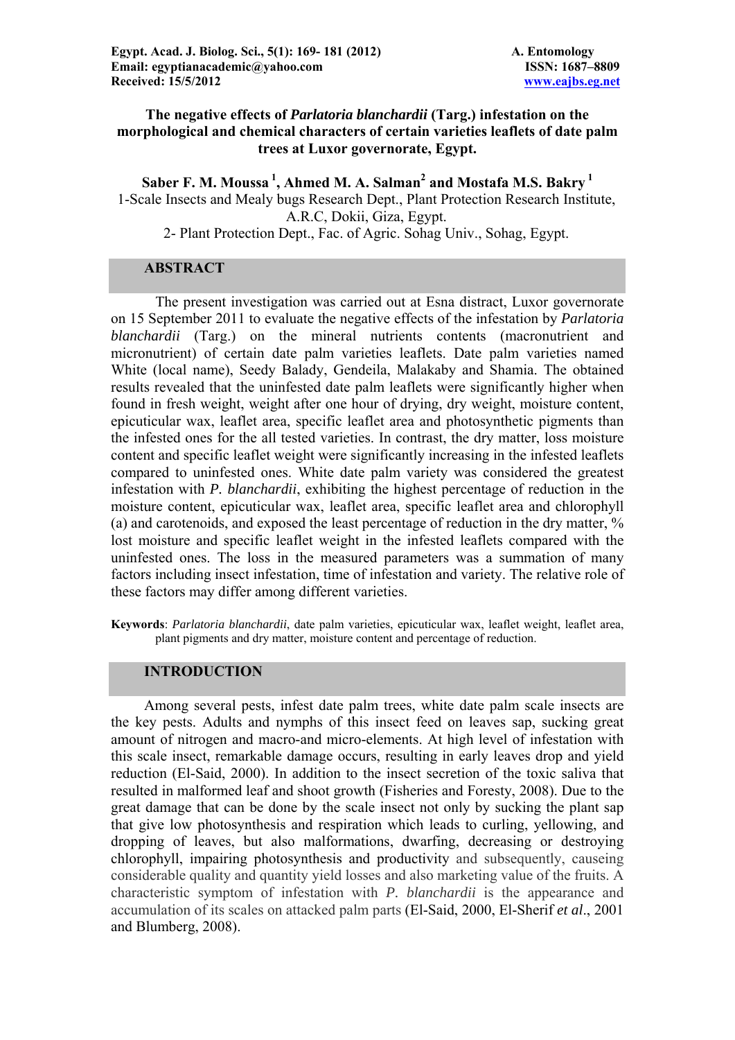Egypt. Acad. J. Biolog. Sci., 5(1): 169- 181 (2012)
Email: egyptianacademic@yahoo.com
Received: 15/5/2012

A. Entomology
ISSN: 1687–8809
www.eajbs.eg.net

# The negative effects of *Parlatoria blanchardii* (Targ.) infestation on the morphological and chemical characters of certain varieties leaflets of date palm trees at Luxor governorate, Egypt.

**Saber F. M. Moussa [1], Ahmed M. A. Salman[2] and Mostafa M.S. Bakry [1]**

1-Scale Insects and Mealy bugs Research Dept., Plant Protection Research Institute, A.R.C, Dokii, Giza, Egypt.

2- Plant Protection Dept., Fac. of Agric. Sohag Univ., Sohag, Egypt.

## ABSTRACT

The present investigation was carried out at Esna distract, Luxor governorate on 15 September 2011 to evaluate the negative effects of the infestation by *Parlatoria blanchardii* (Targ.) on the mineral nutrients contents (macronutrient and micronutrient) of certain date palm varieties leaflets. Date palm varieties named White (local name), Seedy Balady, Gendeila, Malakaby and Shamia. The obtained results revealed that the uninfested date palm leaflets were significantly higher when found in fresh weight, weight after one hour of drying, dry weight, moisture content, epicuticular wax, leaflet area, specific leaflet area and photosynthetic pigments than the infested ones for the all tested varieties. In contrast, the dry matter, loss moisture content and specific leaflet weight were significantly increasing in the infested leaflets compared to uninfested ones. White date palm variety was considered the greatest infestation with *P. blanchardii*, exhibiting the highest percentage of reduction in the moisture content, epicuticular wax, leaflet area, specific leaflet area and chlorophyll (a) and carotenoids, and exposed the least percentage of reduction in the dry matter, % lost moisture and specific leaflet weight in the infested leaflets compared with the uninfested ones. The loss in the measured parameters was a summation of many factors including insect infestation, time of infestation and variety. The relative role of these factors may differ among different varieties.

**Keywords**: *Parlatoria blanchardii*, date palm varieties, epicuticular wax, leaflet weight, leaflet area, plant pigments and dry matter, moisture content and percentage of reduction.

## INTRODUCTION

Among several pests, infest date palm trees, white date palm scale insects are the key pests. Adults and nymphs of this insect feed on leaves sap, sucking great amount of nitrogen and macro-and micro-elements. At high level of infestation with this scale insect, remarkable damage occurs, resulting in early leaves drop and yield reduction (El-Said, 2000). In addition to the insect secretion of the toxic saliva that resulted in malformed leaf and shoot growth (Fisheries and Foresty, 2008). Due to the great damage that can be done by the scale insect not only by sucking the plant sap that give low photosynthesis and respiration which leads to curling, yellowing, and dropping of leaves, but also malformations, dwarfing, decreasing or destroying chlorophyll, impairing photosynthesis and productivity and subsequently, causeing considerable quality and quantity yield losses and also marketing value of the fruits. A characteristic symptom of infestation with *P. blanchardii* is the appearance and accumulation of its scales on attacked palm parts (El-Said, 2000, El-Sherif *et al*., 2001 and Blumberg, 2008).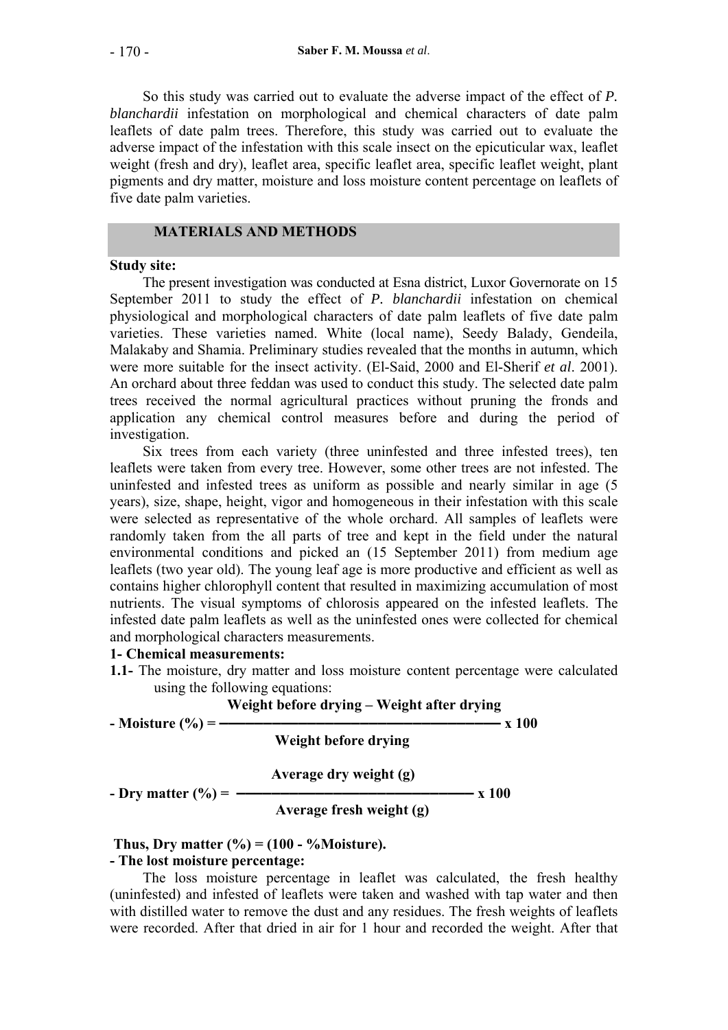So this study was carried out to evaluate the adverse impact of the effect of *P. blanchardii* infestation on morphological and chemical characters of date palm leaflets of date palm trees. Therefore, this study was carried out to evaluate the adverse impact of the infestation with this scale insect on the epicuticular wax, leaflet weight (fresh and dry), leaflet area, specific leaflet area, specific leaflet weight, plant pigments and dry matter, moisture and loss moisture content percentage on leaflets of five date palm varieties.

## MATERIALS AND METHODS

**Study site:**

The present investigation was conducted at Esna district, Luxor Governorate on 15 September 2011 to study the effect of *P. blanchardii* infestation on chemical physiological and morphological characters of date palm leaflets of five date palm varieties. These varieties named. White (local name), Seedy Balady, Gendeila, Malakaby and Shamia. Preliminary studies revealed that the months in autumn, which were more suitable for the insect activity. (El-Said, 2000 and El-Sherif *et al*. 2001). An orchard about three feddan was used to conduct this study. The selected date palm trees received the normal agricultural practices without pruning the fronds and application any chemical control measures before and during the period of investigation.

Six trees from each variety (three uninfested and three infested trees), ten leaflets were taken from every tree. However, some other trees are not infested. The uninfested and infested trees as uniform as possible and nearly similar in age (5 years), size, shape, height, vigor and homogeneous in their infestation with this scale were selected as representative of the whole orchard. All samples of leaflets were randomly taken from the all parts of tree and kept in the field under the natural environmental conditions and picked an (15 September 2011) from medium age leaflets (two year old). The young leaf age is more productive and efficient as well as contains higher chlorophyll content that resulted in maximizing accumulation of most nutrients. The visual symptoms of chlorosis appeared on the infested leaflets. The infested date palm leaflets as well as the uninfested ones were collected for chemical and morphological characters measurements.

**1- Chemical measurements:**

**1.1-** The moisture, dry matter and loss moisture content percentage were calculated using the following equations:

$$\textbf{- Moisture (\%)} = \frac{\textbf{Weight before drying} - \textbf{Weight after drying}}{\textbf{Weight before drying}} \times 100$$

$$\textbf{- Dry matter (\%)} = \frac{\textbf{Average dry weight (g)}}{\textbf{Average fresh weight (g)}} \times 100$$

**Thus, Dry matter (%) = (100 - %Moisture).**

**- The lost moisture percentage:**

The loss moisture percentage in leaflet was calculated, the fresh healthy (uninfested) and infested of leaflets were taken and washed with tap water and then with distilled water to remove the dust and any residues. The fresh weights of leaflets were recorded. After that dried in air for 1 hour and recorded the weight. After that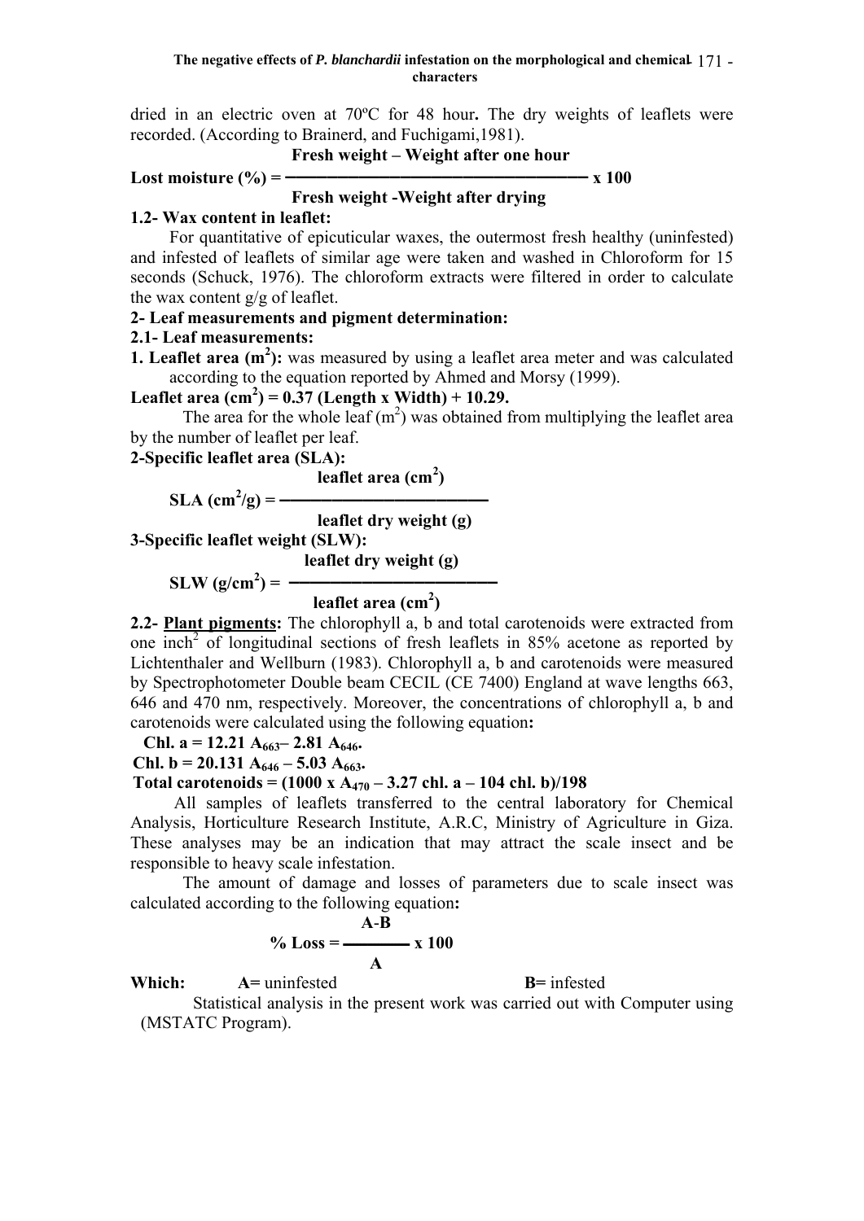dried in an electric oven at 70ºC for 48 hour**.** The dry weights of leaflets were recorded. (According to Brainerd, and Fuchigami,1981).

$$\textbf{Lost moisture (\%)} = \frac{\textbf{Fresh weight – Weight after one hour}}{\textbf{Fresh weight -Weight after drying}} \times 100$$

**1.2- Wax content in leaflet:**

For quantitative of epicuticular waxes, the outermost fresh healthy (uninfested) and infested of leaflets of similar age were taken and washed in Chloroform for 15 seconds (Schuck, 1976). The chloroform extracts were filtered in order to calculate the wax content g/g of leaflet.

**2- Leaf measurements and pigment determination:**

**2.1- Leaf measurements:**

**1. Leaflet area ($m^2$):** was measured by using a leaflet area meter and was calculated according to the equation reported by Ahmed and Morsy (1999).

**Leaflet area ($cm^2$) = 0.37 (Length x Width) + 10.29.**

The area for the whole leaf ($m^2$) was obtained from multiplying the leaflet area by the number of leaflet per leaf.

**2-Specific leaflet area (SLA):**

$$\textbf{SLA } (cm^2/g) = \frac{\textbf{leaflet area } (cm^2)}{\textbf{leaflet dry weight (g)}}$$

**3-Specific leaflet weight (SLW):**

$$\textbf{SLW } (g/cm^2) = \frac{\textbf{leaflet dry weight (g)}}{\textbf{leaflet area } (cm^2)}$$

**2.2- Plant pigments:** The chlorophyll a, b and total carotenoids were extracted from one $inch^2$ of longitudinal sections of fresh leaflets in 85% acetone as reported by Lichtenthaler and Wellburn (1983). Chlorophyll a, b and carotenoids were measured by Spectrophotometer Double beam CECIL (CE 7400) England at wave lengths 663, 646 and 470 nm, respectively. Moreover, the concentrations of chlorophyll a, b and carotenoids were calculated using the following equation**:**

**Chl. a = 12.21 $A_{663}$– 2.81 $A_{646}$.**

**Chl. b = 20.131 $A_{646}$ – 5.03 $A_{663}$.**

**Total carotenoids = (1000 x $A_{470}$ – 3.27 chl. a – 104 chl. b)/198**

All samples of leaflets transferred to the central laboratory for Chemical Analysis, Horticulture Research Institute, A.R.C, Ministry of Agriculture in Giza. These analyses may be an indication that may attract the scale insect and be responsible to heavy scale infestation.

The amount of damage and losses of parameters due to scale insect was calculated according to the following equation**:**

$$\textbf{\% Loss} = \frac{\textbf{A-B}}{\textbf{A}} \times 100$$

**Which:** **A=** uninfested **B=** infested

Statistical analysis in the present work was carried out with Computer using (MSTATC Program).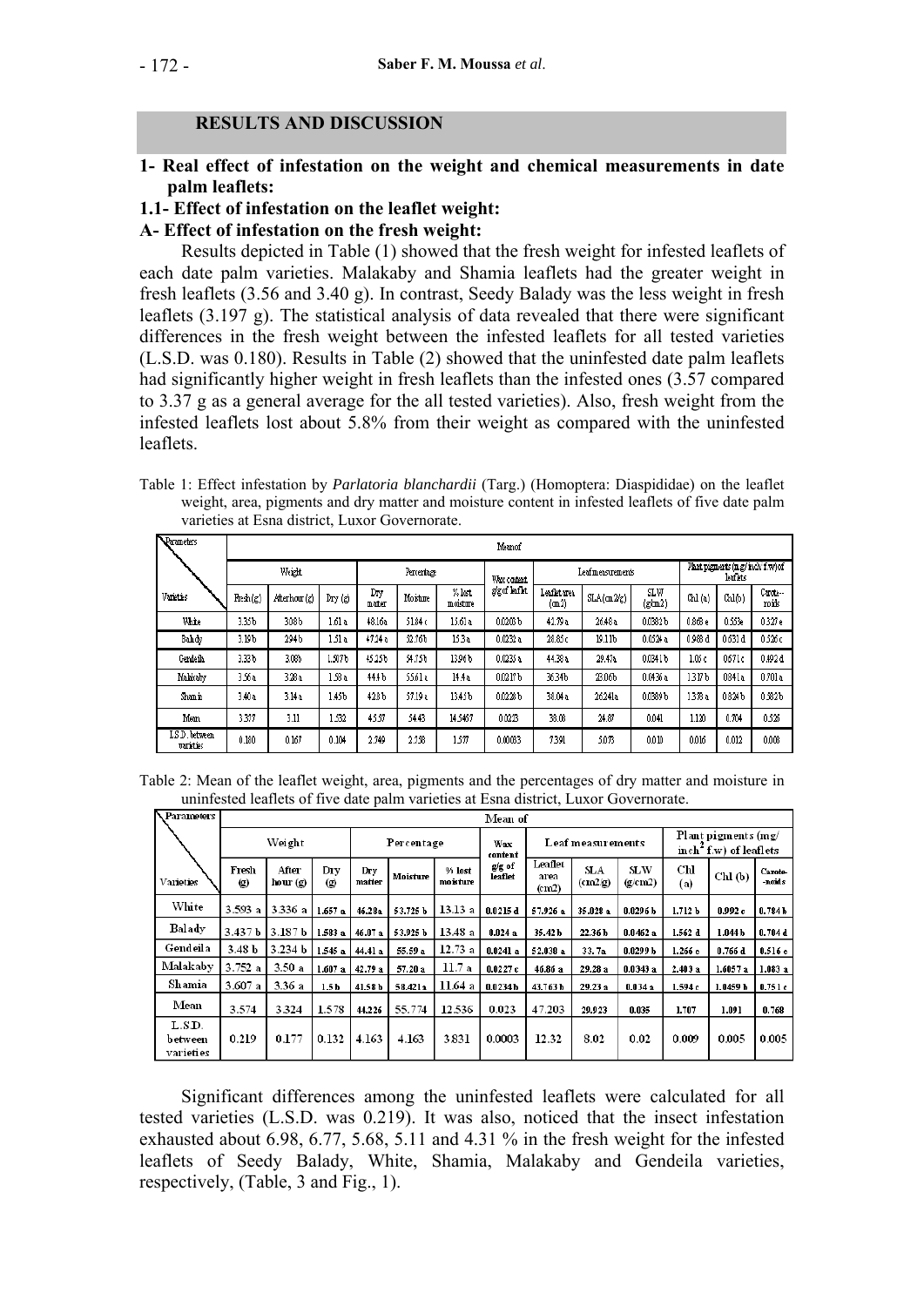## RESULTS AND DISCUSSION

### 1- Real effect of infestation on the weight and chemical measurements in date palm leaflets:

#### 1.1- Effect of infestation on the leaflet weight:

#### A- Effect of infestation on the fresh weight:

Results depicted in Table (1) showed that the fresh weight for infested leaflets of each date palm varieties. Malakaby and Shamia leaflets had the greater weight in fresh leaflets (3.56 and 3.40 g). In contrast, Seedy Balady was the less weight in fresh leaflets (3.197 g). The statistical analysis of data revealed that there were significant differences in the fresh weight between the infested leaflets for all tested varieties (L.S.D. was 0.180). Results in Table (2) showed that the uninfested date palm leaflets had significantly higher weight in fresh leaflets than the infested ones (3.57 compared to 3.37 g as a general average for the all tested varieties). Also, fresh weight from the infested leaflets lost about 5.8% from their weight as compared with the uninfested leaflets.

Table 1: Effect infestation by *Parlatoria blanchardii* (Targ.) (Homoptera: Diaspididae) on the leaflet weight, area, pigments and dry matter and moisture content in infested leaflets of five date palm varieties at Esna district, Luxor Governorate.

| Parameters | Mean of | | | | | | | | | | | | |
|---|---|---|---|---|---|---|---|---|---|---|---|---|---|
| | Weight | | | Percentage | | | Wax content | Leaf measurements | | | Plant pigments (mg/inch f.w) of leaflets | | |
| Varieties | Fresh (g) | After hour (g) | Dry (g) | Dry matter | Moisture | % lost moisture | g/g of leaflet | Leaflet area (cm2) | SLA (cm2/g) | SLW (g/cm2) | Chl (a) | Chl (b) | Carote-noids |
| White | 3.35 b | 3.08 b | 1.61 a | 48.16 a | 51.84 c | 13.61 a | 0.0203 b | 42.79 a | 26.48 a | 0.0382 b | 0.868 e | 0.553 e | 0.327 e |
| Balady | 3.19 b | 2.94 b | 1.51 a | 47.24 a | 52.76 b | 15.3 a | 0.0232 a | 28.85 c | 19.11 b | 0.0524 a | 0.988 d | 0.631 d | 0.526 c |
| Gendeila | 3.33 b | 3.08 b | 1.507 b | 45.25 b | 54.75 b | 13.96 b | 0.0235 a | 44.38 a | 29.47 a | 0.0341 b | 1.01 c | 0.671 c | 0.492 d |
| Malakaby | 3.56 a | 3.28 a | 1.58 a | 44.4 b | 55.61 a | 14.4 a | 0.0217 b | 36.34 b | 23.06 b | 0.0436 a | 1.317 b | 0.841 a | 0.701 a |
| Shamia | 3.40 a | 3.14 a | 1.45 b | 42.8 b | 57.19 a | 13.45 b | 0.0228 b | 38.04 a | 26.24 a | 0.0389 b | 1.378 a | 0.824 b | 0.582 b |
| Mean | 3.377 | 3.11 | 1.532 | 45.57 | 54.43 | 14.5467 | 0.023 | 38.08 | 24.87 | 0.041 | 1.120 | 0.704 | 0.526 |
| L.S.D. between varieties | 0.180 | 0.167 | 0.104 | 2.749 | 2.758 | 1.577 | 0.00083 | 7.391 | 5.073 | 0.010 | 0.016 | 0.012 | 0.008 |

Table 2: Mean of the leaflet weight, area, pigments and the percentages of dry matter and moisture in uninfested leaflets of five date palm varieties at Esna district, Luxor Governorate.

| Parameters | Mean of | | | | | | | | | | | | |
|---|---|---|---|---|---|---|---|---|---|---|---|---|---|
| | Weight | | | Percentage | | | Wax content | Leaf measurements | | | Plant pigments (mg/ $inch^2$ f.w) of leaflets | | |
| Varieties | Fresh (g) | After hour (g) | Dry (g) | Dry matter | Moisture | % lost moisture | g/g of leaflet | Leaflet area (cm2) | SLA (cm2/g) | SLW (g/cm2) | Chl (a) | Chl (b) | Carote-noids |
| White | 3.593 a | 3.336 a | 1.657 a | 46.28 a | 53.725 b | 13.13 a | 0.0215 d | 57.926 a | 35.028 a | 0.0296 b | 1.712 b | 0.992 c | 0.784 b |
| Balady | 3.437 b | 3.187 b | 1.583 a | 46.07 a | 53.925 b | 13.48 a | 0.024 a | 35.42 b | 22.36 b | 0.0462 a | 1.562 d | 1.044 b | 0.704 d |
| Gendeila | 3.48 b | 3.234 b | 1.545 a | 44.41 a | 55.59 a | 12.73 a | 0.0241 a | 52.038 a | 33.7 a | 0.0299 b | 1.266 e | 0.766 d | 0.516 e |
| Malakaby | 3.752 a | 3.50 a | 1.607 a | 42.79 a | 57.20 a | 11.7 a | 0.0227 c | 46.86 a | 29.28 a | 0.0343 a | 2.403 a | 1.6057 a | 1.083 a |
| Shamia | 3.607 a | 3.36 a | 1.5 b | 41.58 b | 58.421 a | 11.64 a | 0.0234 b | 43.763 b | 29.23 a | 0.034 a | 1.594 c | 1.0459 b | 0.751 c |
| Mean | 3.574 | 3.324 | 1.578 | 44.226 | 55.774 | 12.536 | 0.023 | 47.203 | 29.923 | 0.035 | 1.707 | 1.091 | 0.768 |
| L.S.D. between varieties | 0.219 | 0.177 | 0.132 | 4.163 | 4.163 | 3.831 | 0.0003 | 12.32 | 8.02 | 0.02 | 0.009 | 0.005 | 0.005 |

Significant differences among the uninfested leaflets were calculated for all tested varieties (L.S.D. was 0.219). It was also, noticed that the insect infestation exhausted about 6.98, 6.77, 5.68, 5.11 and 4.31 % in the fresh weight for the infested leaflets of Seedy Balady, White, Shamia, Malakaby and Gendeila varieties, respectively, (Table, 3 and Fig., 1).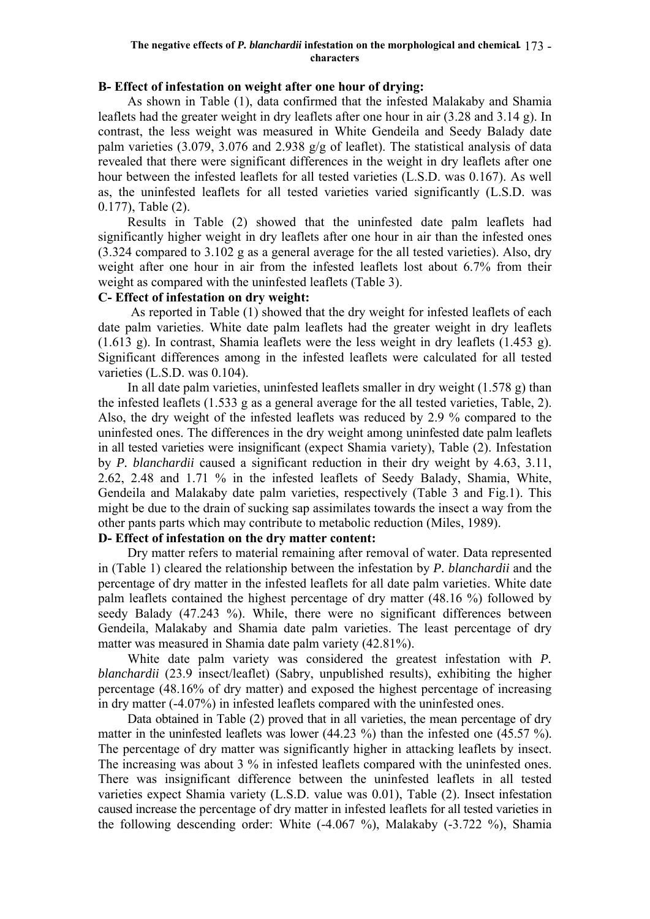### B- Effect of infestation on weight after one hour of drying:

As shown in Table (1), data confirmed that the infested Malakaby and Shamia leaflets had the greater weight in dry leaflets after one hour in air (3.28 and 3.14 g). In contrast, the less weight was measured in White Gendeila and Seedy Balady date palm varieties (3.079, 3.076 and 2.938 g/g of leaflet). The statistical analysis of data revealed that there were significant differences in the weight in dry leaflets after one hour between the infested leaflets for all tested varieties (L.S.D. was 0.167). As well as, the uninfested leaflets for all tested varieties varied significantly (L.S.D. was 0.177), Table (2).

Results in Table (2) showed that the uninfested date palm leaflets had significantly higher weight in dry leaflets after one hour in air than the infested ones (3.324 compared to 3.102 g as a general average for the all tested varieties). Also, dry weight after one hour in air from the infested leaflets lost about 6.7% from their weight as compared with the uninfested leaflets (Table 3).

### C- Effect of infestation on dry weight:

As reported in Table (1) showed that the dry weight for infested leaflets of each date palm varieties. White date palm leaflets had the greater weight in dry leaflets (1.613 g). In contrast, Shamia leaflets were the less weight in dry leaflets (1.453 g). Significant differences among in the infested leaflets were calculated for all tested varieties (L.S.D. was 0.104).

In all date palm varieties, uninfested leaflets smaller in dry weight (1.578 g) than the infested leaflets (1.533 g as a general average for the all tested varieties, Table, 2). Also, the dry weight of the infested leaflets was reduced by 2.9 % compared to the uninfested ones. The differences in the dry weight among uninfested date palm leaflets in all tested varieties were insignificant (expect Shamia variety), Table (2). Infestation by *P. blanchardii* caused a significant reduction in their dry weight by 4.63, 3.11, 2.62, 2.48 and 1.71 % in the infested leaflets of Seedy Balady, Shamia, White, Gendeila and Malakaby date palm varieties, respectively (Table 3 and Fig.1). This might be due to the drain of sucking sap assimilates towards the insect a way from the other pants parts which may contribute to metabolic reduction (Miles, 1989).

### D- Effect of infestation on the dry matter content:

Dry matter refers to material remaining after removal of water. Data represented in (Table 1) cleared the relationship between the infestation by *P. blanchardii* and the percentage of dry matter in the infested leaflets for all date palm varieties. White date palm leaflets contained the highest percentage of dry matter (48.16 %) followed by seedy Balady (47.243 %). While, there were no significant differences between Gendeila, Malakaby and Shamia date palm varieties. The least percentage of dry matter was measured in Shamia date palm variety (42.81%).

White date palm variety was considered the greatest infestation with *P. blanchardii* (23.9 insect/leaflet) (Sabry, unpublished results), exhibiting the higher percentage (48.16% of dry matter) and exposed the highest percentage of increasing in dry matter (-4.07%) in infested leaflets compared with the uninfested ones.

Data obtained in Table (2) proved that in all varieties, the mean percentage of dry matter in the uninfested leaflets was lower (44.23 %) than the infested one (45.57 %). The percentage of dry matter was significantly higher in attacking leaflets by insect. The increasing was about 3 % in infested leaflets compared with the uninfested ones. There was insignificant difference between the uninfested leaflets in all tested varieties expect Shamia variety (L.S.D. value was 0.01), Table (2). Insect infestation caused increase the percentage of dry matter in infested leaflets for all tested varieties in the following descending order: White (-4.067 %), Malakaby (-3.722 %), Shamia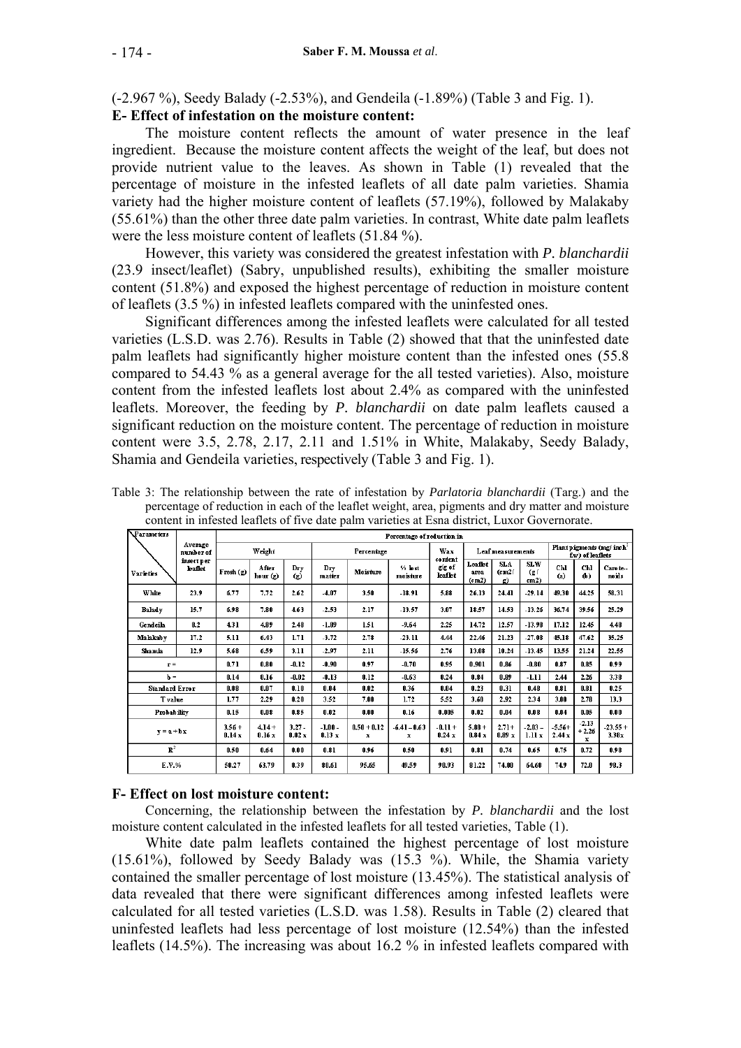(-2.967 %), Seedy Balady (-2.53%), and Gendeila (-1.89%) (Table 3 and Fig. 1).

### E- Effect of infestation on the moisture content:

The moisture content reflects the amount of water presence in the leaf ingredient. Because the moisture content affects the weight of the leaf, but does not provide nutrient value to the leaves. As shown in Table (1) revealed that the percentage of moisture in the infested leaflets of all date palm varieties. Shamia variety had the higher moisture content of leaflets (57.19%), followed by Malakaby (55.61%) than the other three date palm varieties. In contrast, White date palm leaflets were the less moisture content of leaflets (51.84 %).

However, this variety was considered the greatest infestation with *P. blanchardii* (23.9 insect/leaflet) (Sabry, unpublished results), exhibiting the smaller moisture content (51.8%) and exposed the highest percentage of reduction in moisture content of leaflets (3.5 %) in infested leaflets compared with the uninfested ones.

Significant differences among the infested leaflets were calculated for all tested varieties (L.S.D. was 2.76). Results in Table (2) showed that that the uninfested date palm leaflets had significantly higher moisture content than the infested ones (55.8 compared to 54.43 % as a general average for the all tested varieties). Also, moisture content from the infested leaflets lost about 2.4% as compared with the uninfested leaflets. Moreover, the feeding by *P. blanchardii* on date palm leaflets caused a significant reduction on the moisture content. The percentage of reduction in moisture content were 3.5, 2.78, 2.17, 2.11 and 1.51% in White, Malakaby, Seedy Balady, Shamia and Gendeila varieties, respectively (Table 3 and Fig. 1).

Table 3: The relationship between the rate of infestation by *Parlatoria blanchardii* (Targ.) and the percentage of reduction in each of the leaflet weight, area, pigments and dry matter and moisture content in infested leaflets of five date palm varieties at Esna district, Luxor Governorate.

| Parameters / Varieties | Average number of insect per leaflet | Percentage of reduction in | | | | | | | | | | | | |
|---|---|---|---|---|---|---|---|---|---|---|---|---|---|---|
| | | Weight | | | Percentage | | | Wax content g/g of leaflet | Leaf measurements | | | Plant pigments (mg/ inch² f.w) of leaflets | | |
| | | Fresh (g) | After hour (g) | Dry (g) | Dry matter | Moisture | % lost moisture | | Leaflet area (cm2) | SLA (cm2/ g) | SLW (g / cm2) | Chl (a) | Chl (b) | Carote-noids |
| White | 23.9 | 6.77 | 7.72 | 2.62 | -4.07 | 3.50 | -18.91 | 5.88 | 26.13 | 24.41 | -29.14 | 49.30 | 44.25 | 58.31 |
| Balady | 15.7 | 6.98 | 7.80 | 4.63 | -2.53 | 2.17 | -13.57 | 3.07 | 18.57 | 14.53 | -13.26 | 36.74 | 39.56 | 25.29 |
| Gendeila | 8.2 | 4.31 | 4.89 | 2.40 | -1.89 | 1.51 | -9.64 | 2.25 | 14.72 | 12.57 | -13.98 | 17.12 | 12.45 | 4.48 |
| Malakaby | 17.2 | 5.11 | 6.43 | 1.71 | -3.72 | 2.78 | -23.11 | 4.44 | 22.46 | 21.23 | -27.08 | 45.18 | 47.62 | 35.25 |
| Shamia | 12.9 | 5.68 | 6.59 | 3.11 | -2.97 | 2.11 | -15.56 | 2.76 | 13.08 | 10.24 | -13.45 | 13.55 | 21.24 | 22.55 |
| r = | | 0.71 | 0.80 | -0.12 | -0.90 | 0.97 | -0.70 | 0.95 | 0.901 | 0.86 | -0.80 | 0.87 | 0.85 | 0.99 |
| b = | | 0.14 | 0.16 | -0.02 | -0.13 | 0.12 | -0.63 | 0.24 | 0.84 | 0.89 | -1.11 | 2.44 | 2.26 | 3.30 |
| Standard Error | | 0.08 | 0.07 | 0.10 | 0.04 | 0.02 | 0.36 | 0.04 | 0.23 | 0.31 | 0.48 | 0.81 | 0.81 | 0.25 |
| T value | | 1.77 | 2.29 | 0.20 | 3.52 | 7.00 | 1.72 | 5.52 | 3.60 | 2.92 | 2.34 | 3.00 | 2.78 | 13.3 |
| Probability | | 0.15 | 0.08 | 0.85 | 0.02 | 0.00 | 0.16 | 0.005 | 0.02 | 0.04 | 0.08 | 0.04 | 0.05 | 0.00 |
| y = a + b x | | 3.56 + 0.14 x | 4.14 + 0.16 x | 3.27 - 0.02 x | -1.00 - 0.13 x | 0.50 + 0.12 x | -6.41 – 0.63 x | -0.11 + 0.24 x | 5.88 + 0.84 x | 2.71+ 0.89 x | -2.03 – 1.11 x | -5.56+ 2.44 x | -2.13 + 2.26 x | -23.55 + 3.30x |
| $R^2$ | | 0.50 | 0.64 | 0.00 | 0.81 | 0.96 | 0.50 | 0.91 | 0.81 | 0.74 | 0.65 | 0.75 | 0.72 | 0.98 |
| E.V.% | | 50.27 | 63.79 | 0.39 | 80.61 | 95.65 | 49.59 | 90.93 | 81.22 | 74.00 | 64.60 | 74.9 | 72.0 | 98.3 |

### F- Effect on lost moisture content:

Concerning, the relationship between the infestation by *P. blanchardii* and the lost moisture content calculated in the infested leaflets for all tested varieties, Table (1).

White date palm leaflets contained the highest percentage of lost moisture (15.61%), followed by Seedy Balady was (15.3 %). While, the Shamia variety contained the smaller percentage of lost moisture (13.45%). The statistical analysis of data revealed that there were significant differences among infested leaflets were calculated for all tested varieties (L.S.D. was 1.58). Results in Table (2) cleared that uninfested leaflets had less percentage of lost moisture (12.54%) than the infested leaflets (14.5%). The increasing was about 16.2 % in infested leaflets compared with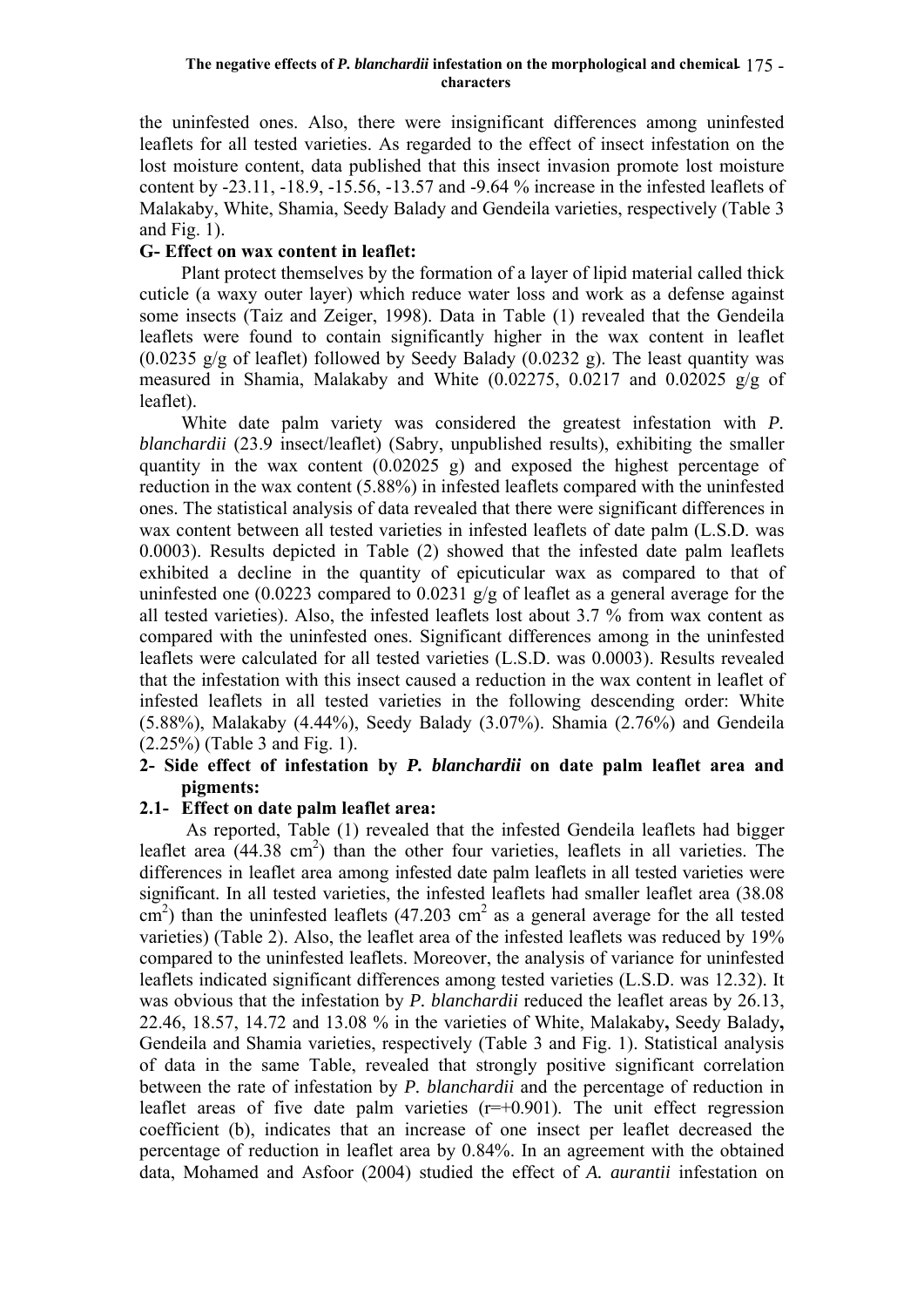the uninfested ones. Also, there were insignificant differences among uninfested leaflets for all tested varieties. As regarded to the effect of insect infestation on the lost moisture content, data published that this insect invasion promote lost moisture content by -23.11, -18.9, -15.56, -13.57 and -9.64 % increase in the infested leaflets of Malakaby, White, Shamia, Seedy Balady and Gendeila varieties, respectively (Table 3 and Fig. 1).

**G- Effect on wax content in leaflet:**

Plant protect themselves by the formation of a layer of lipid material called thick cuticle (a waxy outer layer) which reduce water loss and work as a defense against some insects (Taiz and Zeiger, 1998). Data in Table (1) revealed that the Gendeila leaflets were found to contain significantly higher in the wax content in leaflet (0.0235 g/g of leaflet) followed by Seedy Balady (0.0232 g). The least quantity was measured in Shamia, Malakaby and White (0.02275, 0.0217 and 0.02025 g/g of leaflet).

White date palm variety was considered the greatest infestation with *P. blanchardii* (23.9 insect/leaflet) (Sabry, unpublished results), exhibiting the smaller quantity in the wax content (0.02025 g) and exposed the highest percentage of reduction in the wax content (5.88%) in infested leaflets compared with the uninfested ones. The statistical analysis of data revealed that there were significant differences in wax content between all tested varieties in infested leaflets of date palm (L.S.D. was 0.0003). Results depicted in Table (2) showed that the infested date palm leaflets exhibited a decline in the quantity of epicuticular wax as compared to that of uninfested one (0.0223 compared to 0.0231 g/g of leaflet as a general average for the all tested varieties). Also, the infested leaflets lost about 3.7 % from wax content as compared with the uninfested ones. Significant differences among in the uninfested leaflets were calculated for all tested varieties (L.S.D. was 0.0003). Results revealed that the infestation with this insect caused a reduction in the wax content in leaflet of infested leaflets in all tested varieties in the following descending order: White (5.88%), Malakaby (4.44%), Seedy Balady (3.07%). Shamia (2.76%) and Gendeila (2.25%) (Table 3 and Fig. 1).

## 2- Side effect of infestation by *P. blanchardii* on date palm leaflet area and pigments:

### 2.1- Effect on date palm leaflet area:

As reported, Table (1) revealed that the infested Gendeila leaflets had bigger leaflet area (44.38 $cm^2$) than the other four varieties, leaflets in all varieties. The differences in leaflet area among infested date palm leaflets in all tested varieties were significant. In all tested varieties, the infested leaflets had smaller leaflet area (38.08 $cm^2$) than the uninfested leaflets (47.203 $cm^2$ as a general average for the all tested varieties) (Table 2). Also, the leaflet area of the infested leaflets was reduced by 19% compared to the uninfested leaflets. Moreover, the analysis of variance for uninfested leaflets indicated significant differences among tested varieties (L.S.D. was 12.32). It was obvious that the infestation by *P. blanchardii* reduced the leaflet areas by 26.13, 22.46, 18.57, 14.72 and 13.08 % in the varieties of White, Malakaby, Seedy Balady, Gendeila and Shamia varieties, respectively (Table 3 and Fig. 1). Statistical analysis of data in the same Table, revealed that strongly positive significant correlation between the rate of infestation by *P. blanchardii* and the percentage of reduction in leaflet areas of five date palm varieties ($r=+0.901$). The unit effect regression coefficient (b), indicates that an increase of one insect per leaflet decreased the percentage of reduction in leaflet area by 0.84%. In an agreement with the obtained data, Mohamed and Asfoor (2004) studied the effect of *A. aurantii* infestation on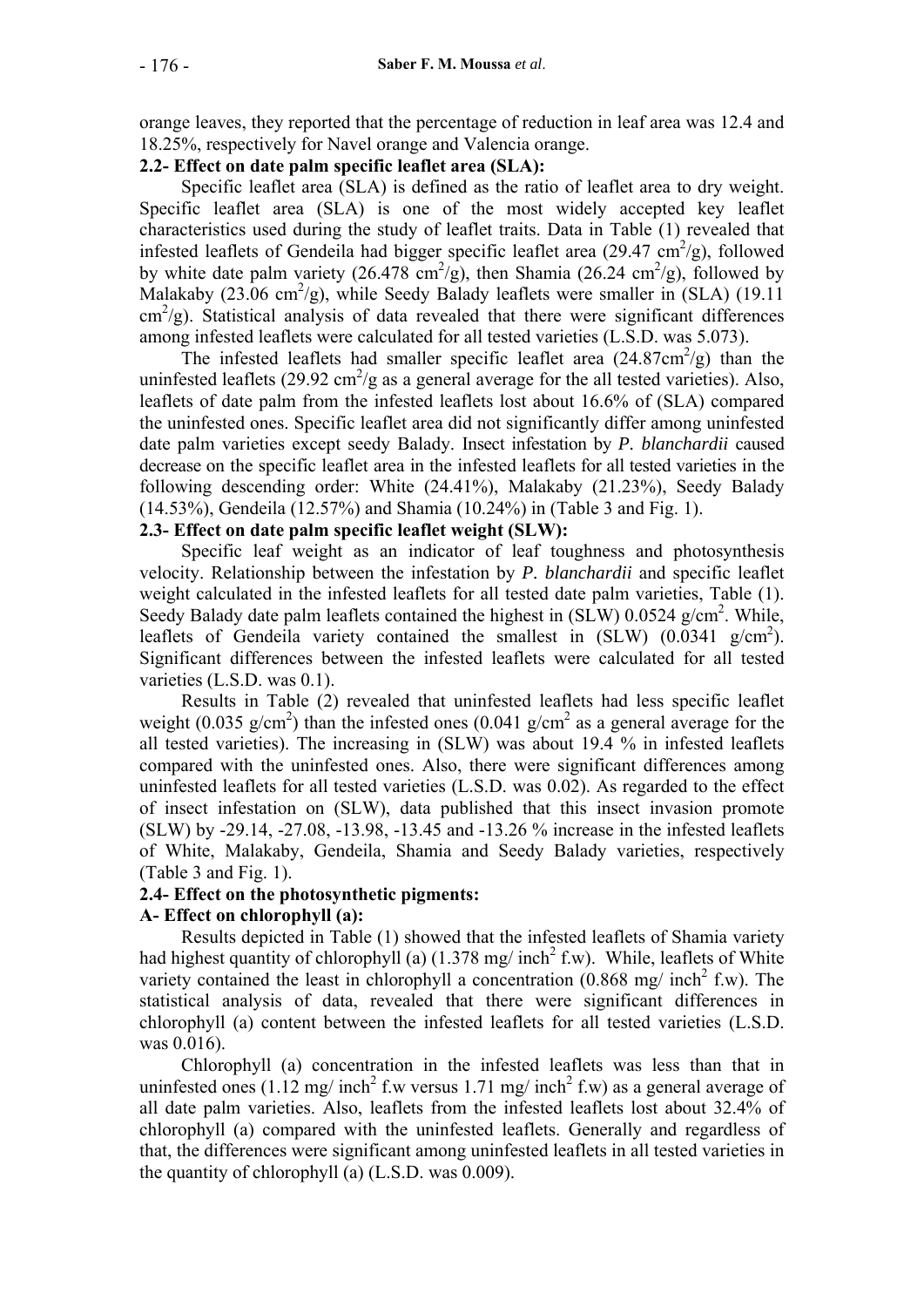orange leaves, they reported that the percentage of reduction in leaf area was 12.4 and 18.25%, respectively for Navel orange and Valencia orange.

**2.2- Effect on date palm specific leaflet area (SLA):**

Specific leaflet area (SLA) is defined as the ratio of leaflet area to dry weight. Specific leaflet area (SLA) is one of the most widely accepted key leaflet characteristics used during the study of leaflet traits. Data in Table (1) revealed that infested leaflets of Gendeila had bigger specific leaflet area (29.47 $cm^2/g$), followed by white date palm variety (26.478 $cm^2/g$), then Shamia (26.24 $cm^2/g$), followed by Malakaby (23.06 $cm^2/g$), while Seedy Balady leaflets were smaller in (SLA) (19.11 $cm^2/g$). Statistical analysis of data revealed that there were significant differences among infested leaflets were calculated for all tested varieties (L.S.D. was 5.073).

The infested leaflets had smaller specific leaflet area (24.87$cm^2/g$) than the uninfested leaflets (29.92 $cm^2/g$ as a general average for the all tested varieties). Also, leaflets of date palm from the infested leaflets lost about 16.6% of (SLA) compared the uninfested ones. Specific leaflet area did not significantly differ among uninfested date palm varieties except seedy Balady. Insect infestation by *P. blanchardii* caused decrease on the specific leaflet area in the infested leaflets for all tested varieties in the following descending order: White (24.41%), Malakaby (21.23%), Seedy Balady (14.53%), Gendeila (12.57%) and Shamia (10.24%) in (Table 3 and Fig. 1).

**2.3- Effect on date palm specific leaflet weight (SLW):**

Specific leaf weight as an indicator of leaf toughness and photosynthesis velocity. Relationship between the infestation by *P. blanchardii* and specific leaflet weight calculated in the infested leaflets for all tested date palm varieties, Table (1). Seedy Balady date palm leaflets contained the highest in (SLW) 0.0524 $g/cm^2$. While, leaflets of Gendeila variety contained the smallest in (SLW) (0.0341 $g/cm^2$). Significant differences between the infested leaflets were calculated for all tested varieties (L.S.D. was 0.1).

Results in Table (2) revealed that uninfested leaflets had less specific leaflet weight (0.035 $g/cm^2$) than the infested ones (0.041 $g/cm^2$ as a general average for the all tested varieties). The increasing in (SLW) was about 19.4 % in infested leaflets compared with the uninfested ones. Also, there were significant differences among uninfested leaflets for all tested varieties (L.S.D. was 0.02). As regarded to the effect of insect infestation on (SLW), data published that this insect invasion promote (SLW) by -29.14, -27.08, -13.98, -13.45 and -13.26 % increase in the infested leaflets of White, Malakaby, Gendeila, Shamia and Seedy Balady varieties, respectively (Table 3 and Fig. 1).

**2.4- Effect on the photosynthetic pigments:**

**A- Effect on chlorophyll (a):**

Results depicted in Table (1) showed that the infested leaflets of Shamia variety had highest quantity of chlorophyll (a) (1.378 mg/ $inch^2$ f.w). While, leaflets of White variety contained the least in chlorophyll a concentration (0.868 mg/ $inch^2$ f.w). The statistical analysis of data, revealed that there were significant differences in chlorophyll (a) content between the infested leaflets for all tested varieties (L.S.D. was 0.016).

Chlorophyll (a) concentration in the infested leaflets was less than that in uninfested ones (1.12 mg/ $inch^2$ f.w versus 1.71 mg/ $inch^2$ f.w) as a general average of all date palm varieties. Also, leaflets from the infested leaflets lost about 32.4% of chlorophyll (a) compared with the uninfested leaflets. Generally and regardless of that, the differences were significant among uninfested leaflets in all tested varieties in the quantity of chlorophyll (a) (L.S.D. was 0.009).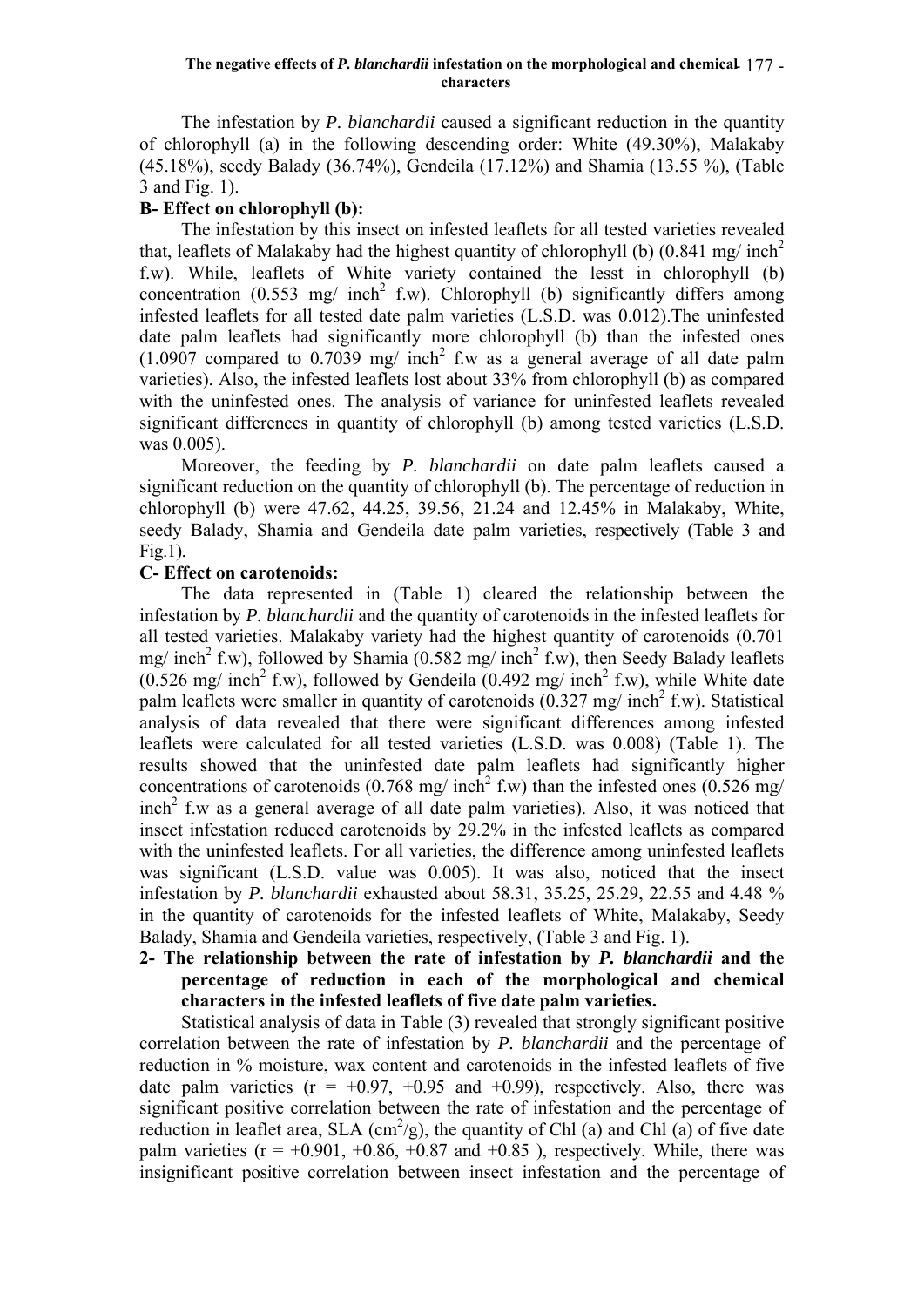The infestation by *P. blanchardii* caused a significant reduction in the quantity of chlorophyll (a) in the following descending order: White (49.30%), Malakaby (45.18%), seedy Balady (36.74%), Gendeila (17.12%) and Shamia (13.55 %), (Table 3 and Fig. 1).

**B- Effect on chlorophyll (b):**

The infestation by this insect on infested leaflets for all tested varieties revealed that, leaflets of Malakaby had the highest quantity of chlorophyll (b) (0.841 mg/ inch$^2$ f.w). While, leaflets of White variety contained the lesst in chlorophyll (b) concentration (0.553 mg/ inch$^2$ f.w). Chlorophyll (b) significantly differs among infested leaflets for all tested date palm varieties (L.S.D. was 0.012).The uninfested date palm leaflets had significantly more chlorophyll (b) than the infested ones (1.0907 compared to 0.7039 mg/ inch$^2$ f.w as a general average of all date palm varieties). Also, the infested leaflets lost about 33% from chlorophyll (b) as compared with the uninfested ones. The analysis of variance for uninfested leaflets revealed significant differences in quantity of chlorophyll (b) among tested varieties (L.S.D. was 0.005).

Moreover, the feeding by *P. blanchardii* on date palm leaflets caused a significant reduction on the quantity of chlorophyll (b). The percentage of reduction in chlorophyll (b) were 47.62, 44.25, 39.56, 21.24 and 12.45% in Malakaby, White, seedy Balady, Shamia and Gendeila date palm varieties, respectively (Table 3 and Fig.1).

**C- Effect on carotenoids:**

The data represented in (Table 1) cleared the relationship between the infestation by *P. blanchardii* and the quantity of carotenoids in the infested leaflets for all tested varieties. Malakaby variety had the highest quantity of carotenoids (0.701 mg/ inch$^2$ f.w), followed by Shamia (0.582 mg/ inch$^2$ f.w), then Seedy Balady leaflets (0.526 mg/ inch$^2$ f.w), followed by Gendeila (0.492 mg/ inch$^2$ f.w), while White date palm leaflets were smaller in quantity of carotenoids (0.327 mg/ inch$^2$ f.w). Statistical analysis of data revealed that there were significant differences among infested leaflets were calculated for all tested varieties (L.S.D. was 0.008) (Table 1). The results showed that the uninfested date palm leaflets had significantly higher concentrations of carotenoids (0.768 mg/ inch$^2$ f.w) than the infested ones (0.526 mg/ inch$^2$ f.w as a general average of all date palm varieties). Also, it was noticed that insect infestation reduced carotenoids by 29.2% in the infested leaflets as compared with the uninfested leaflets. For all varieties, the difference among uninfested leaflets was significant (L.S.D. value was 0.005). It was also, noticed that the insect infestation by *P. blanchardii* exhausted about 58.31, 35.25, 25.29, 22.55 and 4.48 % in the quantity of carotenoids for the infested leaflets of White, Malakaby, Seedy Balady, Shamia and Gendeila varieties, respectively, (Table 3 and Fig. 1).

**2- The relationship between the rate of infestation by *P. blanchardii* and the percentage of reduction in each of the morphological and chemical characters in the infested leaflets of five date palm varieties.**

Statistical analysis of data in Table (3) revealed that strongly significant positive correlation between the rate of infestation by *P. blanchardii* and the percentage of reduction in % moisture, wax content and carotenoids in the infested leaflets of five date palm varieties ($r = +0.97$, $+0.95$ and $+0.99$), respectively. Also, there was significant positive correlation between the rate of infestation and the percentage of reduction in leaflet area, SLA (cm$^2$/g), the quantity of Chl (a) and Chl (a) of five date palm varieties ($r = +0.901$, $+0.86$, $+0.87$ and $+0.85$ ), respectively. While, there was insignificant positive correlation between insect infestation and the percentage of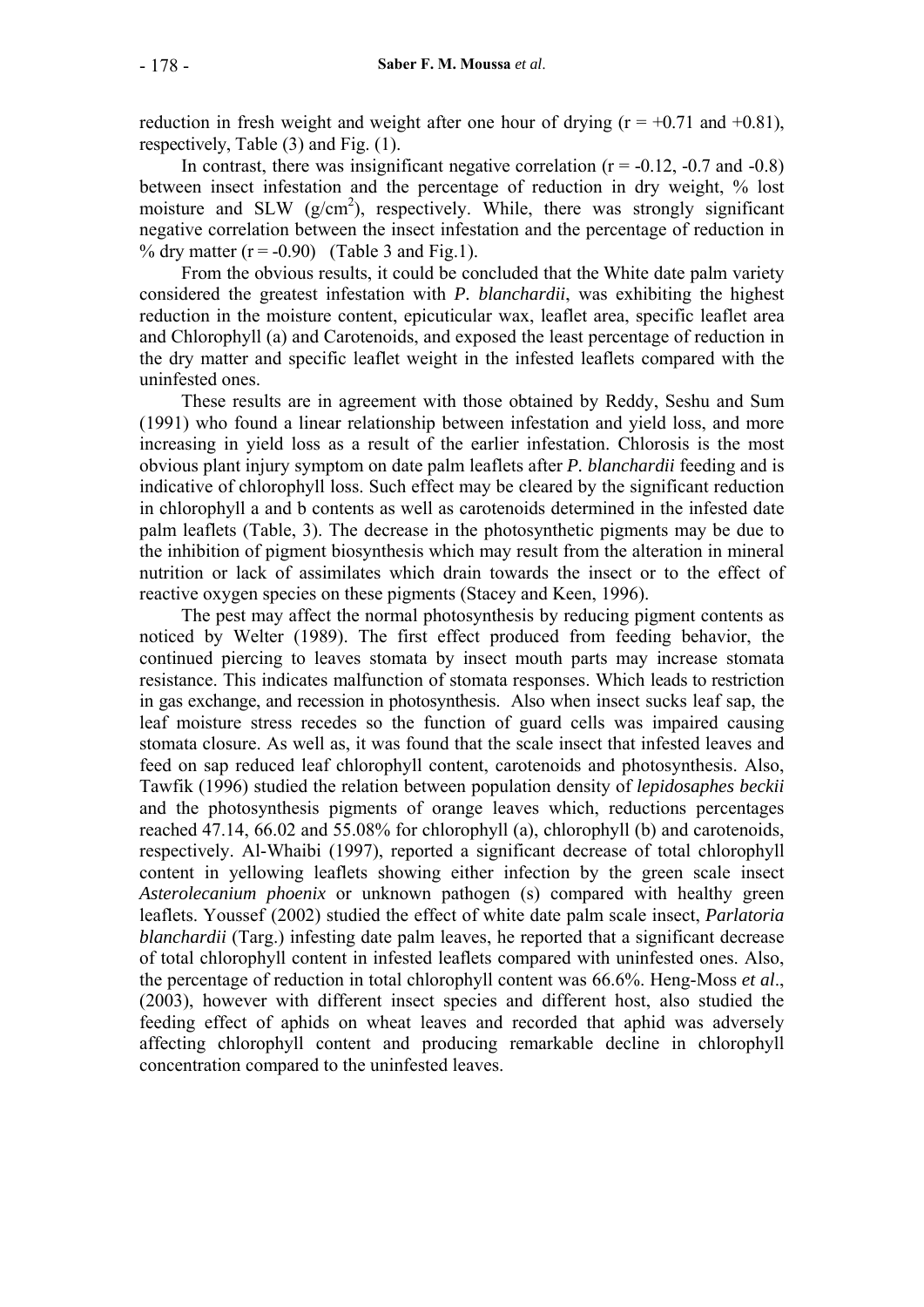reduction in fresh weight and weight after one hour of drying ($r = +0.71$ and $+0.81$), respectively, Table (3) and Fig. (1).

In contrast, there was insignificant negative correlation ($r = -0.12$, $-0.7$ and $-0.8$) between insect infestation and the percentage of reduction in dry weight, % lost moisture and SLW ($g/cm^2$), respectively. While, there was strongly significant negative correlation between the insect infestation and the percentage of reduction in % dry matter ($r = -0.90$) (Table 3 and Fig.1).

From the obvious results, it could be concluded that the White date palm variety considered the greatest infestation with *P. blanchardii*, was exhibiting the highest reduction in the moisture content, epicuticular wax, leaflet area, specific leaflet area and Chlorophyll (a) and Carotenoids, and exposed the least percentage of reduction in the dry matter and specific leaflet weight in the infested leaflets compared with the uninfested ones.

These results are in agreement with those obtained by Reddy, Seshu and Sum (1991) who found a linear relationship between infestation and yield loss, and more increasing in yield loss as a result of the earlier infestation. Chlorosis is the most obvious plant injury symptom on date palm leaflets after *P. blanchardii* feeding and is indicative of chlorophyll loss. Such effect may be cleared by the significant reduction in chlorophyll a and b contents as well as carotenoids determined in the infested date palm leaflets (Table, 3). The decrease in the photosynthetic pigments may be due to the inhibition of pigment biosynthesis which may result from the alteration in mineral nutrition or lack of assimilates which drain towards the insect or to the effect of reactive oxygen species on these pigments (Stacey and Keen, 1996).

The pest may affect the normal photosynthesis by reducing pigment contents as noticed by Welter (1989). The first effect produced from feeding behavior, the continued piercing to leaves stomata by insect mouth parts may increase stomata resistance. This indicates malfunction of stomata responses. Which leads to restriction in gas exchange, and recession in photosynthesis. Also when insect sucks leaf sap, the leaf moisture stress recedes so the function of guard cells was impaired causing stomata closure. As well as, it was found that the scale insect that infested leaves and feed on sap reduced leaf chlorophyll content, carotenoids and photosynthesis. Also, Tawfik (1996) studied the relation between population density of *lepidosaphes beckii* and the photosynthesis pigments of orange leaves which, reductions percentages reached 47.14, 66.02 and 55.08% for chlorophyll (a), chlorophyll (b) and carotenoids, respectively. Al-Whaibi (1997), reported a significant decrease of total chlorophyll content in yellowing leaflets showing either infection by the green scale insect *Asterolecanium phoenix* or unknown pathogen (s) compared with healthy green leaflets. Youssef (2002) studied the effect of white date palm scale insect, *Parlatoria blanchardii* (Targ.) infesting date palm leaves, he reported that a significant decrease of total chlorophyll content in infested leaflets compared with uninfested ones. Also, the percentage of reduction in total chlorophyll content was 66.6%. Heng-Moss *et al*., (2003), however with different insect species and different host, also studied the feeding effect of aphids on wheat leaves and recorded that aphid was adversely affecting chlorophyll content and producing remarkable decline in chlorophyll concentration compared to the uninfested leaves.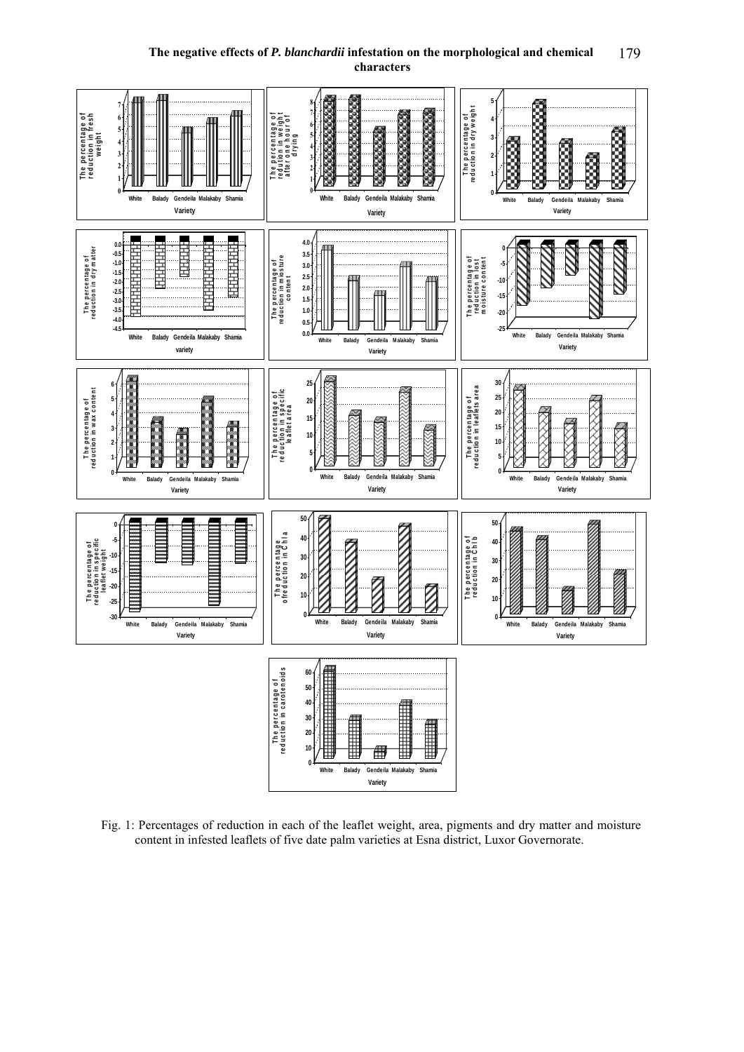Fig. 1: Percentages of reduction in each of the leaflet weight, area, pigments and dry matter and moisture content in infested leaflets of five date palm varieties at Esna district, Luxor Governorate.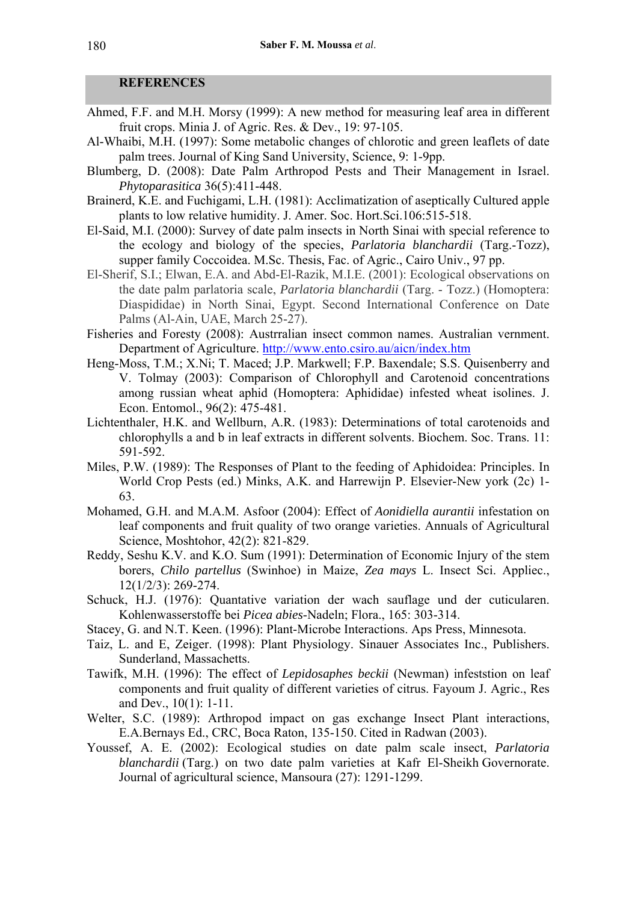## REFERENCES

Ahmed, F.F. and M.H. Morsy (1999): A new method for measuring leaf area in different fruit crops. Minia J. of Agric. Res. & Dev., 19: 97-105.

Al-Whaibi, M.H. (1997): Some metabolic changes of chlorotic and green leaflets of date palm trees. Journal of King Sand University, Science, 9: 1-9pp.

Blumberg, D. (2008): Date Palm Arthropod Pests and Their Management in Israel. *Phytoparasitica* 36(5):411-448.

Brainerd, K.E. and Fuchigami, L.H. (1981): Acclimatization of aseptically Cultured apple plants to low relative humidity. J. Amer. Soc. Hort.Sci.106:515-518.

El-Said, M.I. (2000): Survey of date palm insects in North Sinai with special reference to the ecology and biology of the species, *Parlatoria blanchardii* (Targ.-Tozz), supper family Coccoidea. M.Sc. Thesis, Fac. of Agric., Cairo Univ., 97 pp.

El-Sherif, S.I.; Elwan, E.A. and Abd-El-Razik, M.I.E. (2001): Ecological observations on the date palm parlatoria scale, *Parlatoria blanchardii* (Targ. - Tozz.) (Homoptera: Diaspididae) in North Sinai, Egypt. Second International Conference on Date Palms (Al-Ain, UAE, March 25-27).

Fisheries and Foresty (2008): Austrralian insect common names. Australian vernment. Department of Agriculture. http://www.ento.csiro.au/aicn/index.htm

Heng-Moss, T.M.; X.Ni; T. Maced; J.P. Markwell; F.P. Baxendale; S.S. Quisenberry and V. Tolmay (2003): Comparison of Chlorophyll and Carotenoid concentrations among russian wheat aphid (Homoptera: Aphididae) infested wheat isolines. J. Econ. Entomol., 96(2): 475-481.

Lichtenthaler, H.K. and Wellburn, A.R. (1983): Determinations of total carotenoids and chlorophylls a and b in leaf extracts in different solvents. Biochem. Soc. Trans. 11: 591-592.

Miles, P.W. (1989): The Responses of Plant to the feeding of Aphidoidea: Principles. In World Crop Pests (ed.) Minks, A.K. and Harrewijn P. Elsevier-New york (2c) 1-63.

Mohamed, G.H. and M.A.M. Asfoor (2004): Effect of *Aonidiella aurantii* infestation on leaf components and fruit quality of two orange varieties. Annuals of Agricultural Science, Moshtohor, 42(2): 821-829.

Reddy, Seshu K.V. and K.O. Sum (1991): Determination of Economic Injury of the stem borers, *Chilo partellus* (Swinhoe) in Maize, *Zea mays* L. Insect Sci. Appliec., 12(1/2/3): 269-274.

Schuck, H.J. (1976): Quantative variation der wach sauflage und der cuticularen. Kohlenwasserstoffe bei *Picea abies*-Nadeln; Flora., 165: 303-314.

Stacey, G. and N.T. Keen. (1996): Plant-Microbe Interactions. Aps Press, Minnesota.

Taiz, L. and E, Zeiger. (1998): Plant Physiology. Sinauer Associates Inc., Publishers. Sunderland, Massachetts.

Tawifk, M.H. (1996): The effect of *Lepidosaphes beckii* (Newman) infeststion on leaf components and fruit quality of different varieties of citrus. Fayoum J. Agric., Res and Dev., 10(1): 1-11.

Welter, S.C. (1989): Arthropod impact on gas exchange Insect Plant interactions, E.A.Bernays Ed., CRC, Boca Raton, 135-150. Cited in Radwan (2003).

Youssef, A. E. (2002): Ecological studies on date palm scale insect, *Parlatoria blanchardii* (Targ.) on two date palm varieties at Kafr El-Sheikh Governorate. Journal of agricultural science, Mansoura (27): 1291-1299.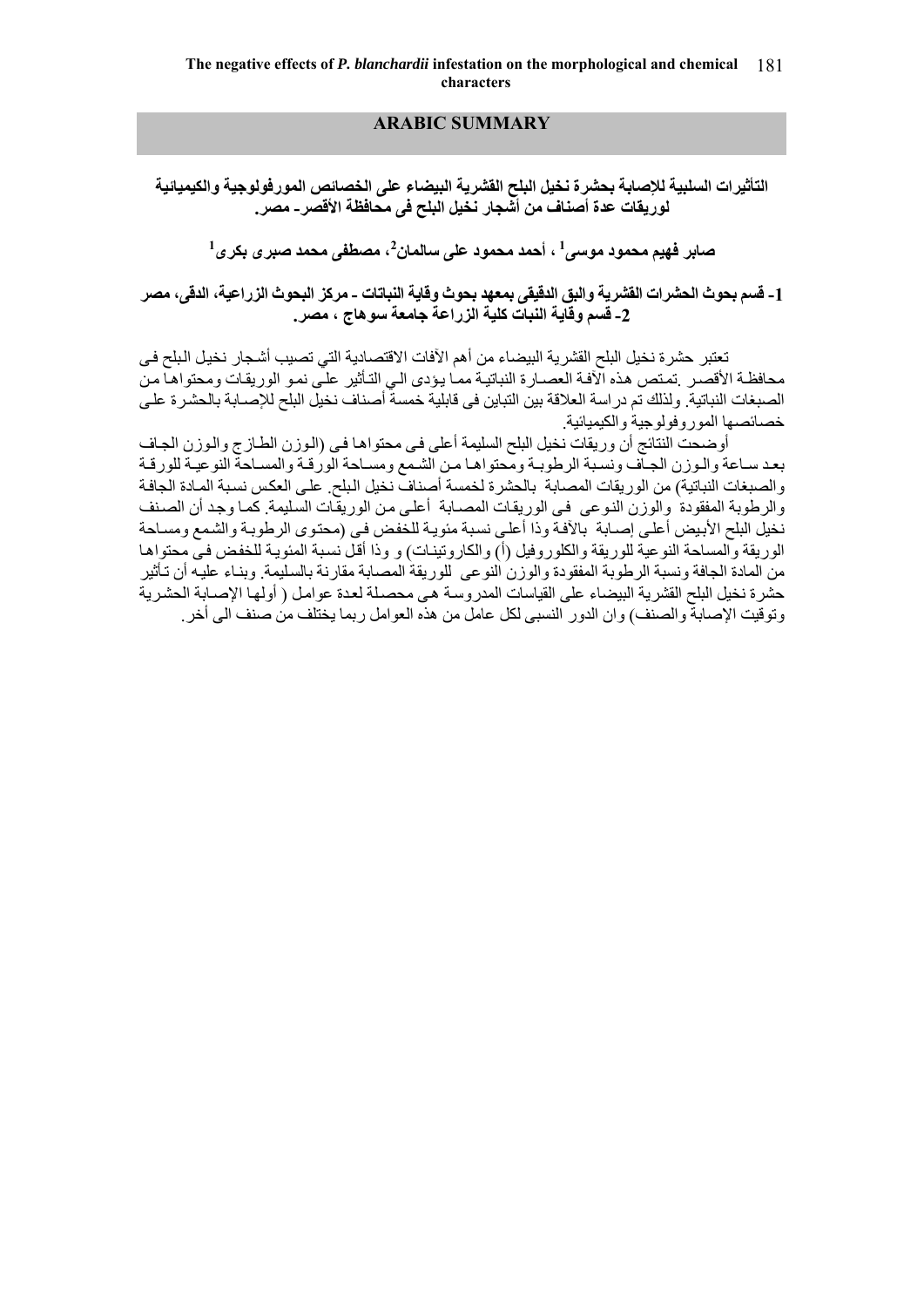## ARABIC SUMMARY

**التأثيرات السلبية للإصابة بحشرة نخيل البلح القشرية البيضاء على الخصائص المورفولوجية والكيميائية لوريقات عدة أصناف من أشجار نخيل البلح فى محافظة الأقصر- مصر.**

**صابر فهيم محمود موسى[1] ، أحمد محمود على سالمان[2]، مصطفى محمد صبرى بكرى[1]**

**1- قسم بحوث الحشرات القشرية والبق الدقيقى بمعهد بحوث وقاية النباتات - مركز البحوث الزراعية، الدقى، مصر**
**2- قسم وقاية النبات كلية الزراعة جامعة سوهاج ، مصر.**

تعتبر حشرة نخيل البلح القشرية البيضاء من أهم الآفات الاقتصادية التي تصيب أشجار نخيل البلح فى محافظة الأقصر .تمتص هذه الآفة العصارة النباتية مما يؤدى الي التأثير على نمو الوريقات ومحتواها من الصبغات النباتية. ولذلك تم دراسة العلاقة بين التباين فى قابلية خمسة أصناف نخيل البلح للإصابة بالحشرة على خصائصها المورفولوجية والكيميائية.

أوضحت النتائج أن وريقات نخيل البلح السليمة أعلى فى محتواها فى (الوزن الطازج والوزن الجاف بعد ساعة والوزن الجاف ونسبة الرطوبة ومحتواها من الشمع ومساحة الورقة والمساحة النوعية للورقة والصبغات النباتية) من الوريقات المصابة بالحشرة لخمسة أصناف نخيل البلح. على العكس نسبة المادة الجافة والرطوبة المفقودة والوزن النوعى فى الوريقات المصابة أعلى من الوريقات السليمة. كما وجد أن الصنف نخيل البلح الأبيض أعلى إصابة بالآفة وذا أعلى نسبة مئوية للخفض فى (محتوى الرطوبة والشمع ومساحة الوريقة والمساحة النوعية للوريقة والكلوروفيل (أ) والكاروتينات) و وذا أقل نسبة المئوية للخفض فى محتواها من المادة الجافة ونسبة الرطوبة المفقودة والوزن النوعى للوريقة المصابة مقارنة بالسليمة. وبناء عليه أن تأثير حشرة نخيل البلح القشرية البيضاء على القياسات المدروسة هى محصلة لعدة عوامل ( أولها الإصابة الحشرية وتوقيت الإصابة والصنف) وان الدور النسبى لكل عامل من هذه العوامل ربما يختلف من صنف الى أخر.